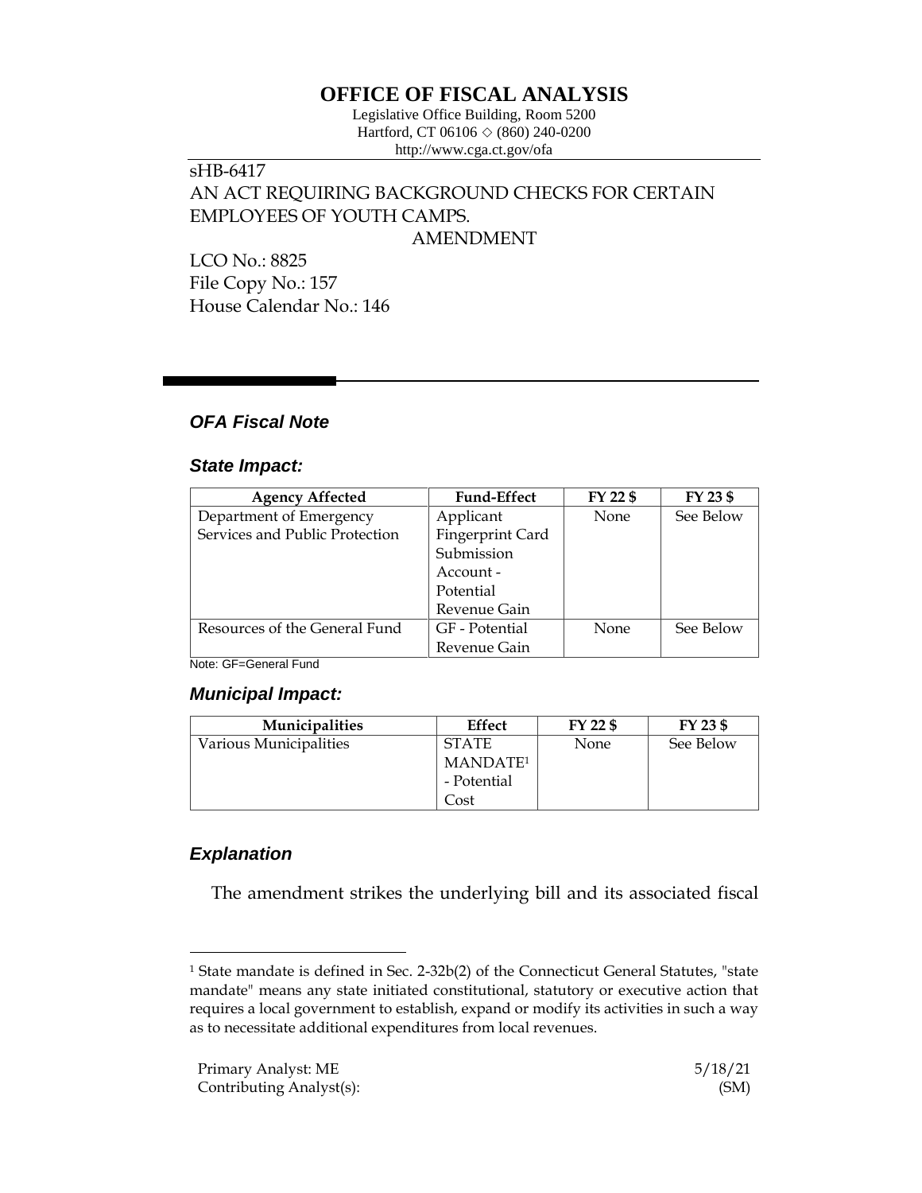# OFFICE OF FISCAL ANALYSIS

Legislative Office Building, Room 5200
Hartford, CT 06106 ◇ (860) 240-0200
http://www.cga.ct.gov/ofa

sHB-6417
AN ACT REQUIRING BACKGROUND CHECKS FOR CERTAIN EMPLOYEES OF YOUTH CAMPS.
AMENDMENT

LCO No.: 8825
File Copy No.: 157
House Calendar No.: 146

## *OFA Fiscal Note*

### *State Impact:*

| Agency Affected | Fund-Effect | FY 22 $ | FY 23 $ |
|---|---|---|---|
| Department of Emergency Services and Public Protection | Applicant Fingerprint Card Submission Account - Potential Revenue Gain | None | See Below |
| Resources of the General Fund | GF - Potential Revenue Gain | None | See Below |

Note: GF=General Fund

### *Municipal Impact:*

| Municipalities | Effect | FY 22 $ | FY 23 $ |
|---|---|---|---|
| Various Municipalities | STATE MANDATE[1] - Potential Cost | None | See Below |

### *Explanation*

The amendment strikes the underlying bill and its associated fiscal

[1] State mandate is defined in Sec. 2-32b(2) of the Connecticut General Statutes, "state mandate" means any state initiated constitutional, statutory or executive action that requires a local government to establish, expand or modify its activities in such a way as to necessitate additional expenditures from local revenues.

Primary Analyst: ME
Contributing Analyst(s):

5/18/21
(SM)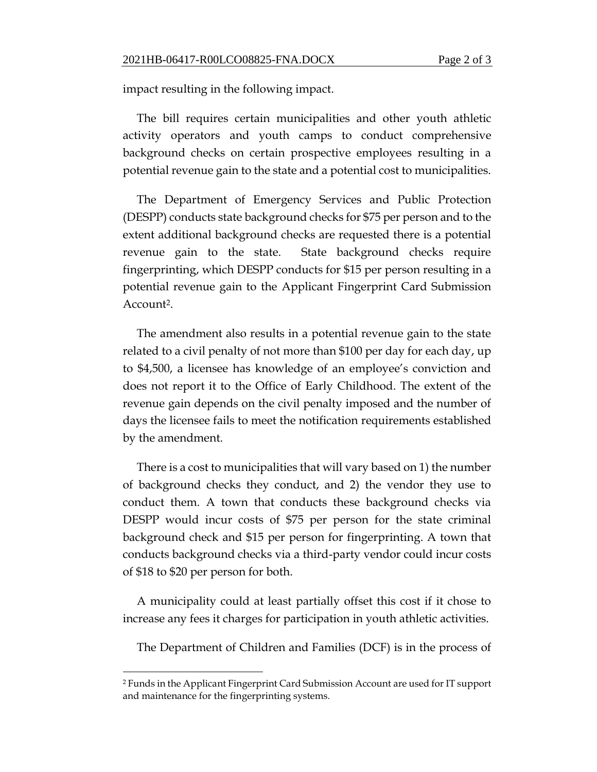impact resulting in the following impact.

The bill requires certain municipalities and other youth athletic activity operators and youth camps to conduct comprehensive background checks on certain prospective employees resulting in a potential revenue gain to the state and a potential cost to municipalities.

The Department of Emergency Services and Public Protection (DESPP) conducts state background checks for $75 per person and to the extent additional background checks are requested there is a potential revenue gain to the state. State background checks require fingerprinting, which DESPP conducts for $15 per person resulting in a potential revenue gain to the Applicant Fingerprint Card Submission Account[2].

The amendment also results in a potential revenue gain to the state related to a civil penalty of not more than $100 per day for each day, up to $4,500, a licensee has knowledge of an employee's conviction and does not report it to the Office of Early Childhood. The extent of the revenue gain depends on the civil penalty imposed and the number of days the licensee fails to meet the notification requirements established by the amendment.

There is a cost to municipalities that will vary based on 1) the number of background checks they conduct, and 2) the vendor they use to conduct them. A town that conducts these background checks via DESPP would incur costs of $75 per person for the state criminal background check and $15 per person for fingerprinting. A town that conducts background checks via a third-party vendor could incur costs of $18 to $20 per person for both.

A municipality could at least partially offset this cost if it chose to increase any fees it charges for participation in youth athletic activities.

The Department of Children and Families (DCF) is in the process of

[2] Funds in the Applicant Fingerprint Card Submission Account are used for IT support and maintenance for the fingerprinting systems.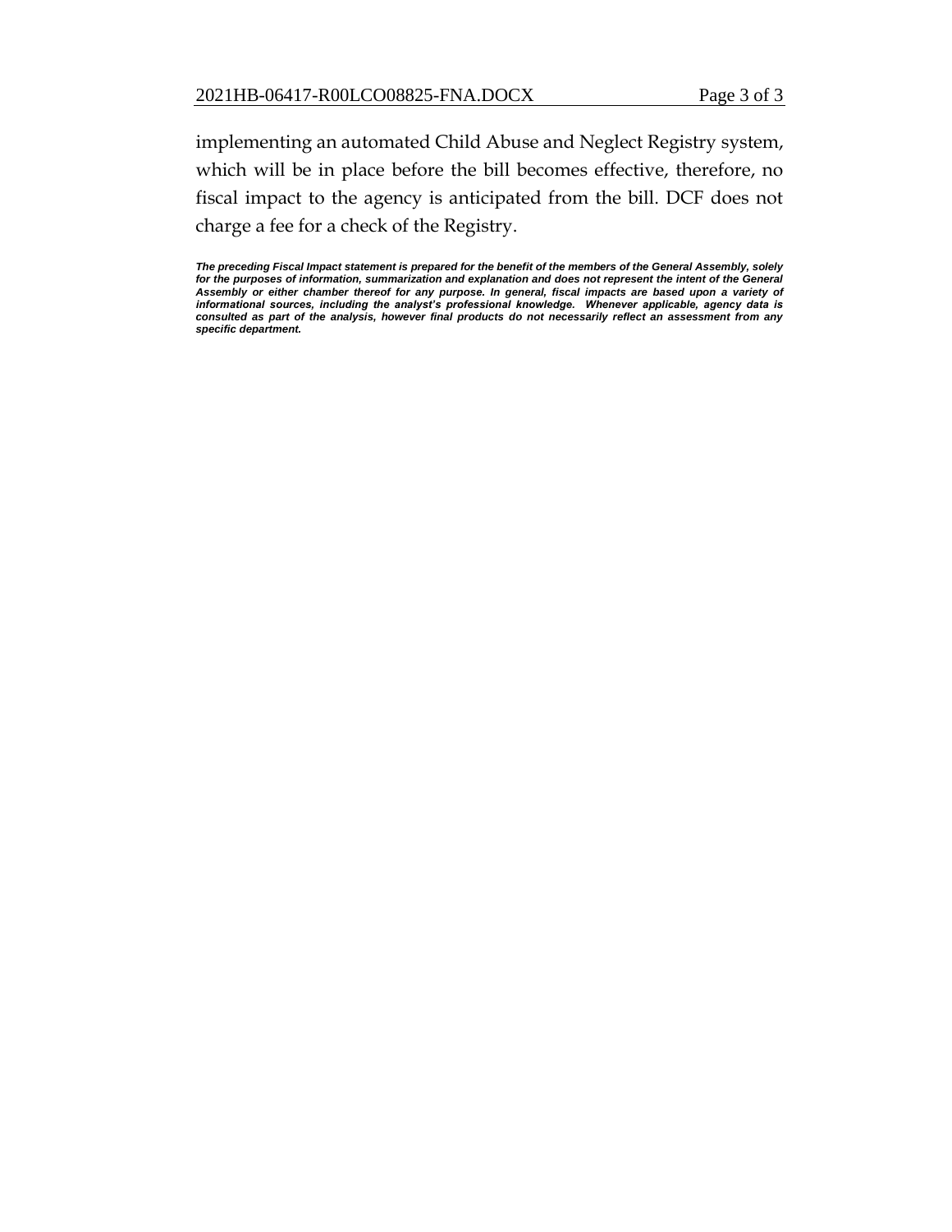implementing an automated Child Abuse and Neglect Registry system, which will be in place before the bill becomes effective, therefore, no fiscal impact to the agency is anticipated from the bill. DCF does not charge a fee for a check of the Registry.

***The preceding Fiscal Impact statement is prepared for the benefit of the members of the General Assembly, solely for the purposes of information, summarization and explanation and does not represent the intent of the General Assembly or either chamber thereof for any purpose. In general, fiscal impacts are based upon a variety of informational sources, including the analyst's professional knowledge. Whenever applicable, agency data is consulted as part of the analysis, however final products do not necessarily reflect an assessment from any specific department.***